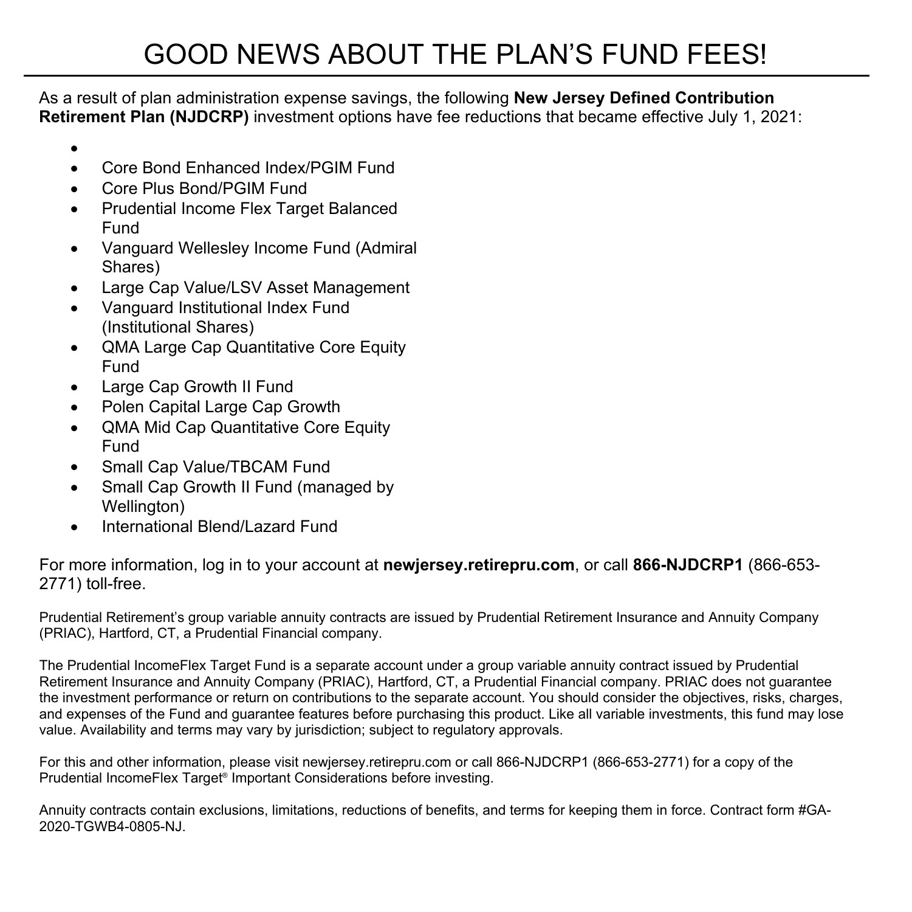# GOOD NEWS ABOUT THE PLAN'S FUND FEES!

As a result of plan administration expense savings, the following **New Jersey Defined Contribution Retirement Plan (NJDCRP)** investment options have fee reductions that became effective July 1, 2021:

- Core Bond Enhanced Index/PGIM Fund
- Core Plus Bond/PGIM Fund
- Prudential Income Flex Target Balanced Fund
- Vanguard Wellesley Income Fund (Admiral Shares)
- Large Cap Value/LSV Asset Management
- Vanguard Institutional Index Fund (Institutional Shares)
- QMA Large Cap Quantitative Core Equity Fund
- Large Cap Growth II Fund
- Polen Capital Large Cap Growth
- QMA Mid Cap Quantitative Core Equity Fund
- Small Cap Value/TBCAM Fund
- Small Cap Growth II Fund (managed by Wellington)
- International Blend/Lazard Fund

For more information, log in to your account at **newjersey.retirepru.com**, or call **866-NJDCRP1** (866-653-2771) toll-free.

Prudential Retirement's group variable annuity contracts are issued by Prudential Retirement Insurance and Annuity Company (PRIAC), Hartford, CT, a Prudential Financial company.

The Prudential IncomeFlex Target Fund is a separate account under a group variable annuity contract issued by Prudential Retirement Insurance and Annuity Company (PRIAC), Hartford, CT, a Prudential Financial company. PRIAC does not guarantee the investment performance or return on contributions to the separate account. You should consider the objectives, risks, charges, and expenses of the Fund and guarantee features before purchasing this product. Like all variable investments, this fund may lose value. Availability and terms may vary by jurisdiction; subject to regulatory approvals.

For this and other information, please visit newjersey.retirepru.com or call 866-NJDCRP1 (866-653-2771) for a copy of the Prudential IncomeFlex Target® Important Considerations before investing.

Annuity contracts contain exclusions, limitations, reductions of benefits, and terms for keeping them in force. Contract form #GA-2020-TGWB4-0805-NJ.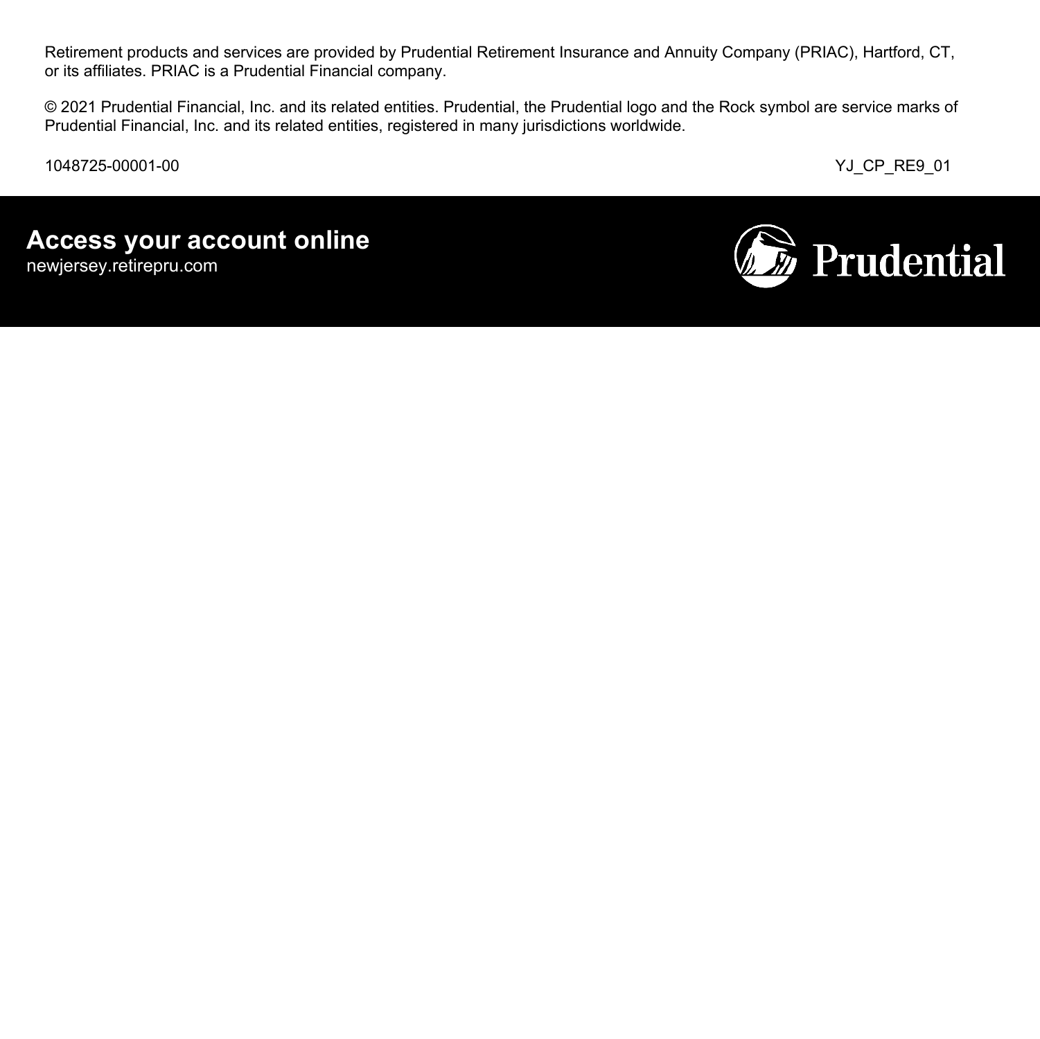Retirement products and services are provided by Prudential Retirement Insurance and Annuity Company (PRIAC), Hartford, CT, or its affiliates. PRIAC is a Prudential Financial company.

© 2021 Prudential Financial, Inc. and its related entities. Prudential, the Prudential logo and the Rock symbol are service marks of Prudential Financial, Inc. and its related entities, registered in many jurisdictions worldwide.

1048725-00001-00 YJ_CP_RE9_01

**Access your account online**

newjersey.retirepru.com

Prudential